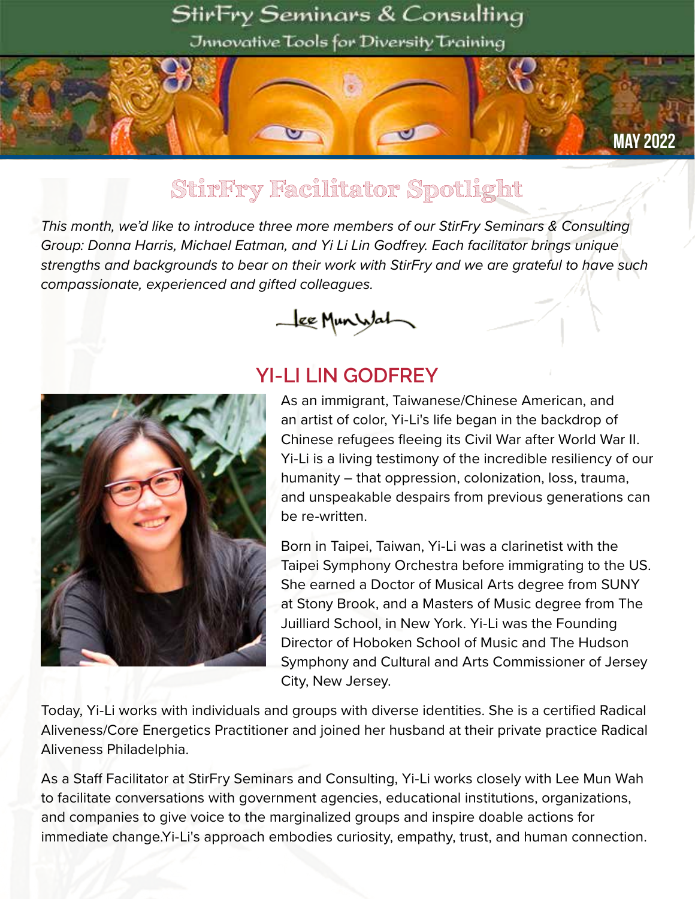# StirFry Seminars & Consulting

Innovative Tools for Diversity Training

MAY 2022

## StirFry Facilitator Spotlight

*This month, we'd like to introduce three more members of our StirFry Seminars & Consulting Group: Donna Harris, Michael Eatman, and Yi Li Lin Godfrey. Each facilitator brings unique strengths and backgrounds to bear on their work with StirFry and we are grateful to have such compassionate, experienced and gifted colleagues.*

Lee Mun Wah

## YI-LI LIN GODFREY

As an immigrant, Taiwanese/Chinese American, and an artist of color, Yi-Li's life began in the backdrop of Chinese refugees fleeing its Civil War after World War II. Yi-Li is a living testimony of the incredible resiliency of our humanity – that oppression, colonization, loss, trauma, and unspeakable despairs from previous generations can be re-written.

Born in Taipei, Taiwan, Yi-Li was a clarinetist with the Taipei Symphony Orchestra before immigrating to the US. She earned a Doctor of Musical Arts degree from SUNY at Stony Brook, and a Masters of Music degree from The Juilliard School, in New York. Yi-Li was the Founding Director of Hoboken School of Music and The Hudson Symphony and Cultural and Arts Commissioner of Jersey City, New Jersey.

Today, Yi-Li works with individuals and groups with diverse identities. She is a certified Radical Aliveness/Core Energetics Practitioner and joined her husband at their private practice Radical Aliveness Philadelphia.

As a Staff Facilitator at StirFry Seminars and Consulting, Yi-Li works closely with Lee Mun Wah to facilitate conversations with government agencies, educational institutions, organizations, and companies to give voice to the marginalized groups and inspire doable actions for immediate change.Yi-Li's approach embodies curiosity, empathy, trust, and human connection.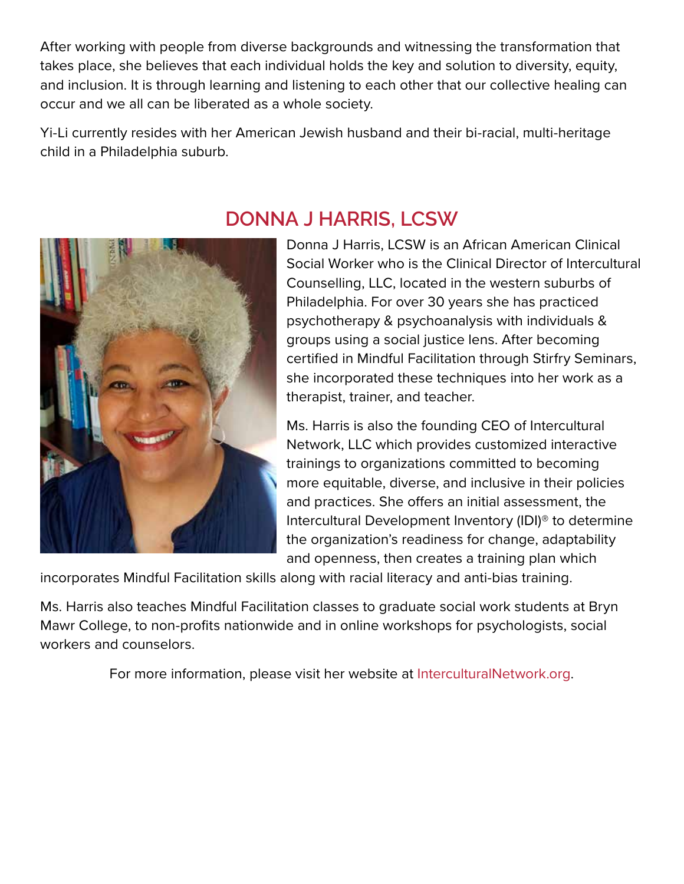After working with people from diverse backgrounds and witnessing the transformation that takes place, she believes that each individual holds the key and solution to diversity, equity, and inclusion. It is through learning and listening to each other that our collective healing can occur and we all can be liberated as a whole society.

Yi-Li currently resides with her American Jewish husband and their bi-racial, multi-heritage child in a Philadelphia suburb.

## DONNA J HARRIS, LCSW

Donna J Harris, LCSW is an African American Clinical Social Worker who is the Clinical Director of Intercultural Counselling, LLC, located in the western suburbs of Philadelphia. For over 30 years she has practiced psychotherapy & psychoanalysis with individuals & groups using a social justice lens. After becoming certified in Mindful Facilitation through Stirfry Seminars, she incorporated these techniques into her work as a therapist, trainer, and teacher.

Ms. Harris is also the founding CEO of Intercultural Network, LLC which provides customized interactive trainings to organizations committed to becoming more equitable, diverse, and inclusive in their policies and practices. She offers an initial assessment, the Intercultural Development Inventory (IDI)® to determine the organization's readiness for change, adaptability and openness, then creates a training plan which incorporates Mindful Facilitation skills along with racial literacy and anti-bias training.

Ms. Harris also teaches Mindful Facilitation classes to graduate social work students at Bryn Mawr College, to non-profits nationwide and in online workshops for psychologists, social workers and counselors.

For more information, please visit her website at InterculturalNetwork.org.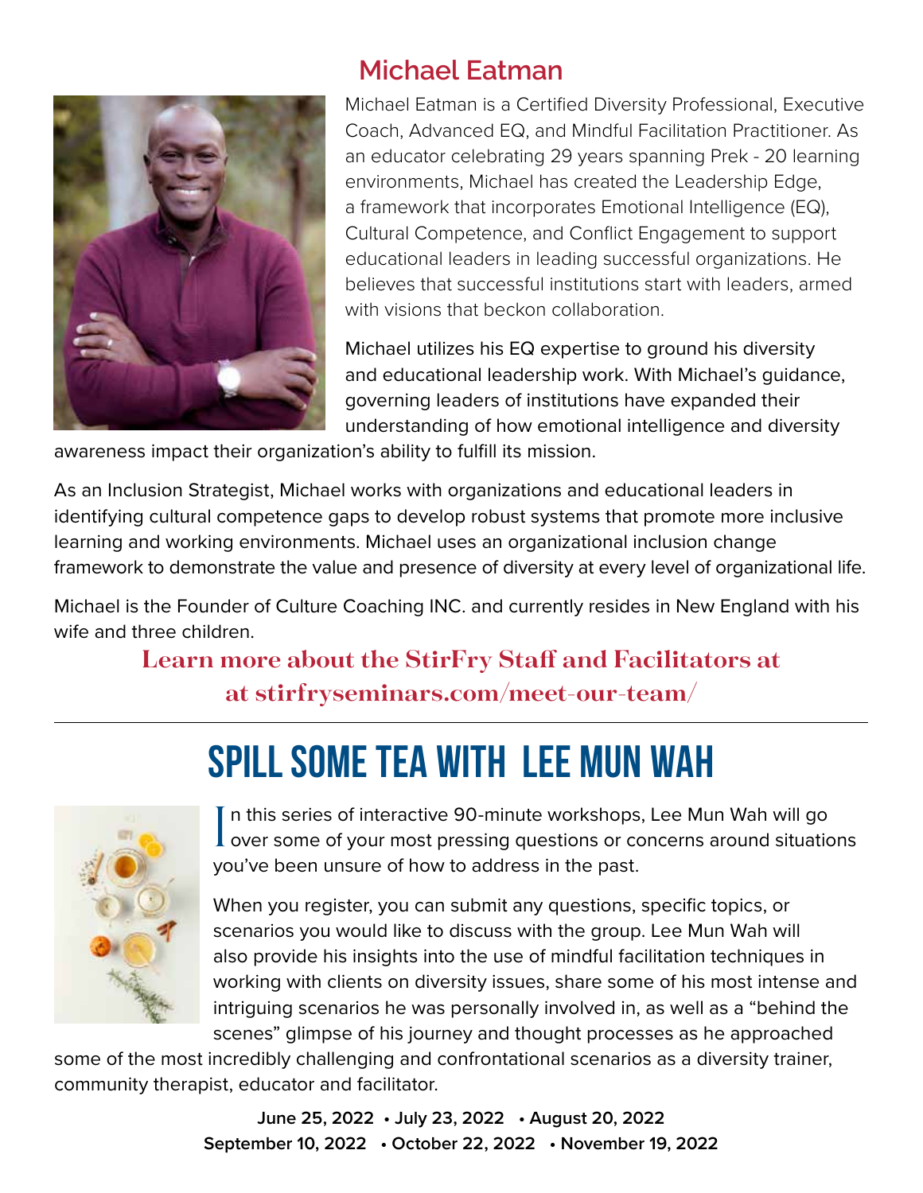## Michael Eatman

Michael Eatman is a Certified Diversity Professional, Executive Coach, Advanced EQ, and Mindful Facilitation Practitioner. As an educator celebrating 29 years spanning Prek - 20 learning environments, Michael has created the Leadership Edge, a framework that incorporates Emotional Intelligence (EQ), Cultural Competence, and Conflict Engagement to support educational leaders in leading successful organizations. He believes that successful institutions start with leaders, armed with visions that beckon collaboration.

Michael utilizes his EQ expertise to ground his diversity and educational leadership work. With Michael's guidance, governing leaders of institutions have expanded their understanding of how emotional intelligence and diversity awareness impact their organization's ability to fulfill its mission.

As an Inclusion Strategist, Michael works with organizations and educational leaders in identifying cultural competence gaps to develop robust systems that promote more inclusive learning and working environments. Michael uses an organizational inclusion change framework to demonstrate the value and presence of diversity at every level of organizational life.

Michael is the Founder of Culture Coaching INC. and currently resides in New England with his wife and three children.

**Learn more about the StirFry Staff and Facilitators at at stirfryseminars.com/meet-our-team/**

---

# SPILL SOME TEA WITH LEE MUN WAH

In this series of interactive 90-minute workshops, Lee Mun Wah will go over some of your most pressing questions or concerns around situations you've been unsure of how to address in the past.

When you register, you can submit any questions, specific topics, or scenarios you would like to discuss with the group. Lee Mun Wah will also provide his insights into the use of mindful facilitation techniques in working with clients on diversity issues, share some of his most intense and intriguing scenarios he was personally involved in, as well as a "behind the scenes" glimpse of his journey and thought processes as he approached some of the most incredibly challenging and confrontational scenarios as a diversity trainer, community therapist, educator and facilitator.

**June 25, 2022 • July 23, 2022 • August 20, 2022**
**September 10, 2022 • October 22, 2022 • November 19, 2022**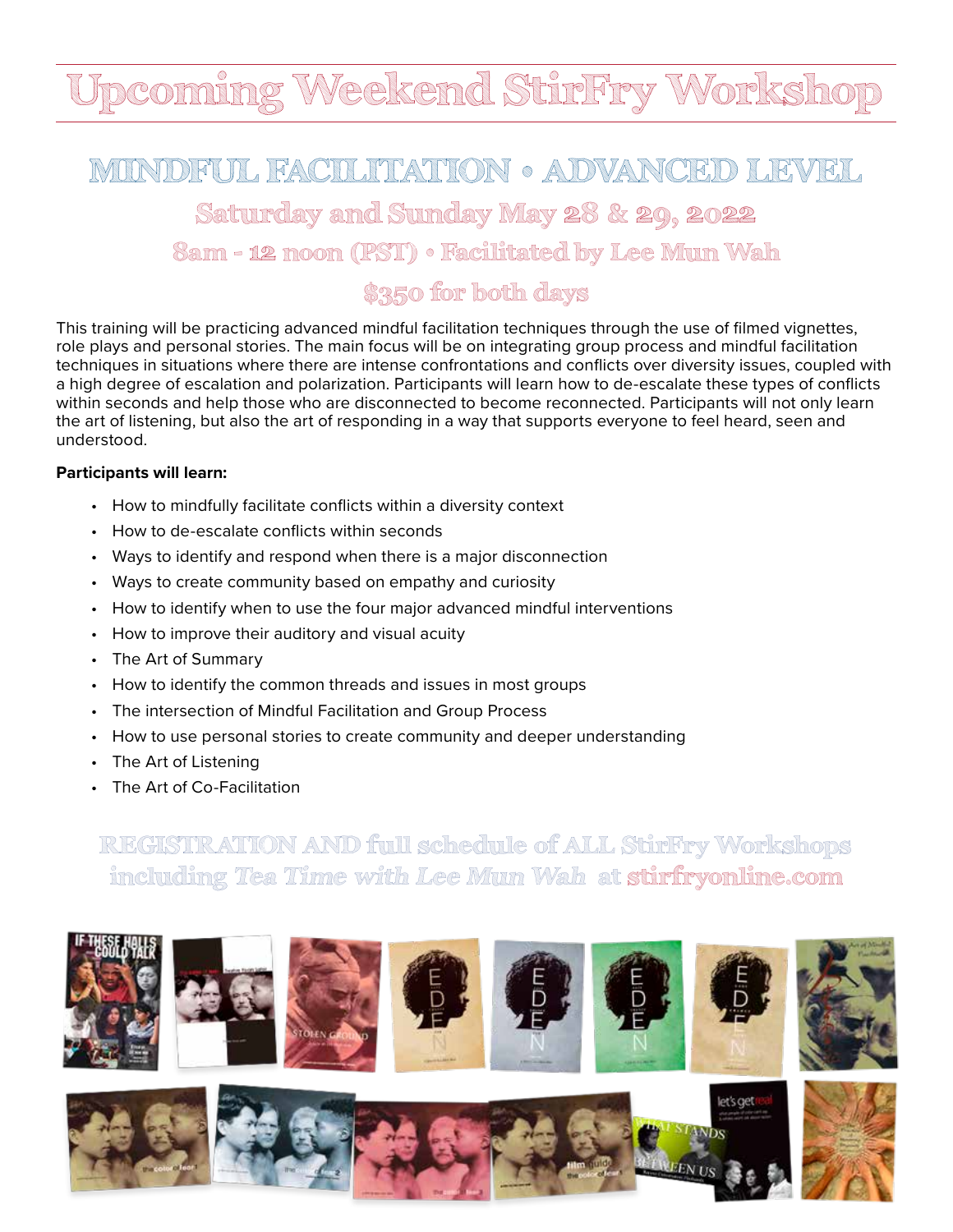# Upcoming Weekend StirFry Workshop

## MINDFUL FACILITATION • ADVANCED LEVEL

### Saturday and Sunday May 28 & 29, 2022

### 8am - 12 noon (PST) • Facilitated by Lee Mun Wah

### $350 for both days

This training will be practicing advanced mindful facilitation techniques through the use of filmed vignettes, role plays and personal stories. The main focus will be on integrating group process and mindful facilitation techniques in situations where there are intense confrontations and conflicts over diversity issues, coupled with a high degree of escalation and polarization. Participants will learn how to de-escalate these types of conflicts within seconds and help those who are disconnected to become reconnected. Participants will not only learn the art of listening, but also the art of responding in a way that supports everyone to feel heard, seen and understood.

**Participants will learn:**

- How to mindfully facilitate conflicts within a diversity context
- How to de-escalate conflicts within seconds
- Ways to identify and respond when there is a major disconnection
- Ways to create community based on empathy and curiosity
- How to identify when to use the four major advanced mindful interventions
- How to improve their auditory and visual acuity
- The Art of Summary
- How to identify the common threads and issues in most groups
- The intersection of Mindful Facilitation and Group Process
- How to use personal stories to create community and deeper understanding
- The Art of Listening
- The Art of Co-Facilitation

REGISTRATION AND full schedule of ALL StirFry Workshops including *Tea Time with Lee Mun Wah* at stirfryonline.com